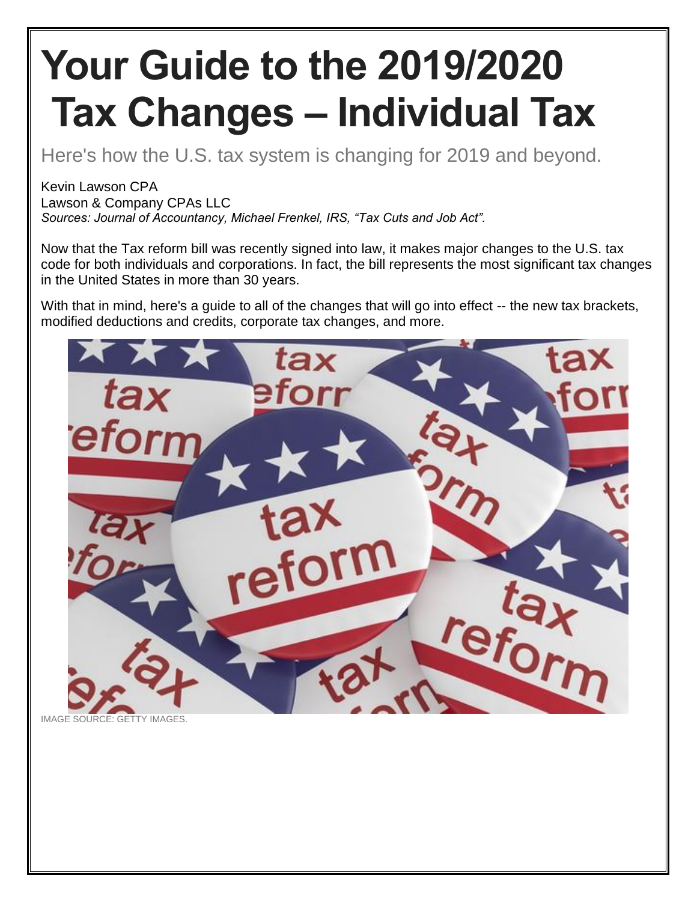# Your Guide to the 2019/2020 Tax Changes – Individual Tax

Here's how the U.S. tax system is changing for 2019 and beyond.

Kevin Lawson CPA
Lawson & Company CPAs LLC
*Sources: Journal of Accountancy, Michael Frenkel, IRS, "Tax Cuts and Job Act".*

Now that the Tax reform bill was recently signed into law, it makes major changes to the U.S. tax code for both individuals and corporations. In fact, the bill represents the most significant tax changes in the United States in more than 30 years.

With that in mind, here's a guide to all of the changes that will go into effect -- the new tax brackets, modified deductions and credits, corporate tax changes, and more.

IMAGE SOURCE: GETTY IMAGES.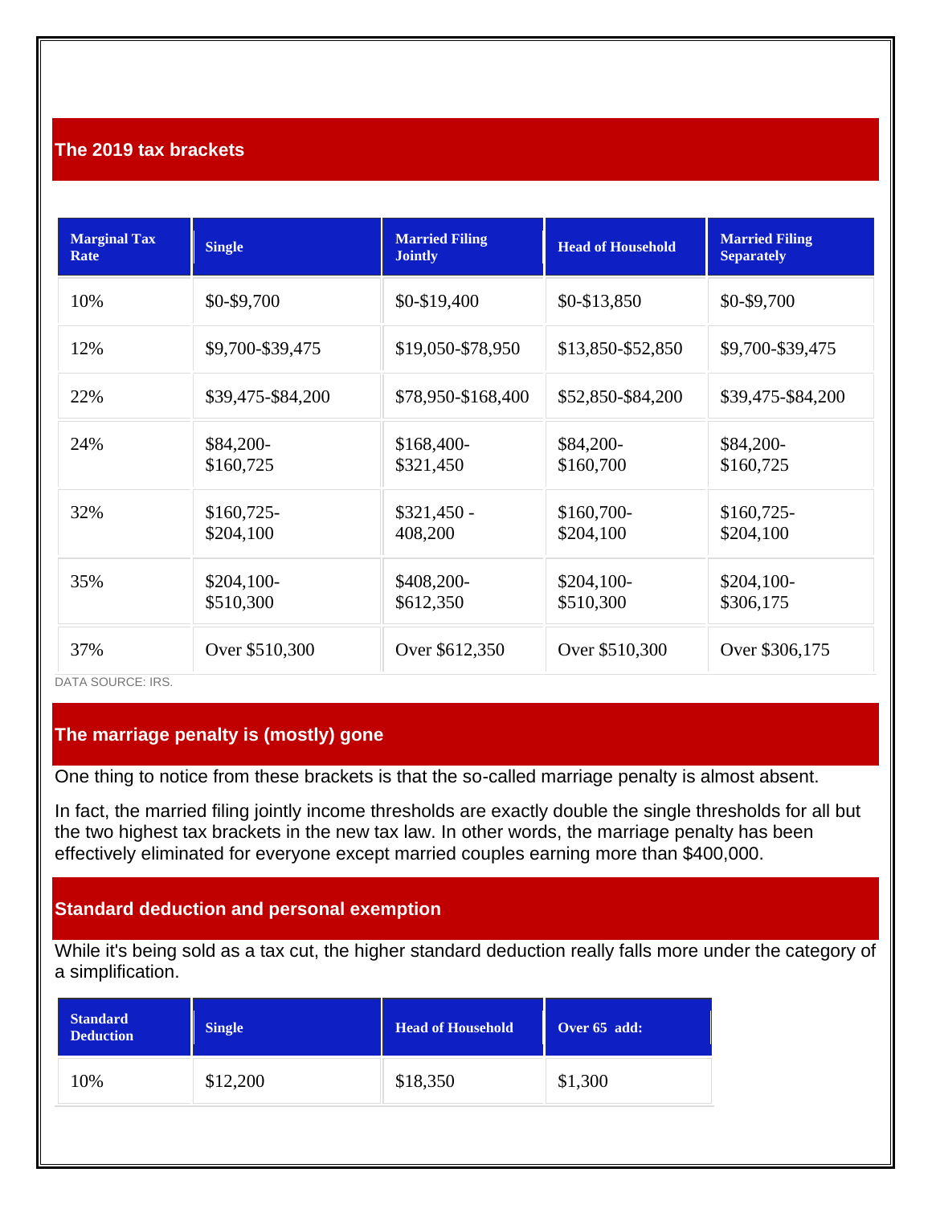## The 2019 tax brackets

| Marginal Tax Rate | Single | Married Filing Jointly | Head of Household | Married Filing Separately |
|---|---|---|---|---|
| 10% | $0-$9,700 | $0-$19,400 | $0-$13,850 | $0-$9,700 |
| 12% | $9,700-$39,475 | $19,050-$78,950 | $13,850-$52,850 | $9,700-$39,475 |
| 22% | $39,475-$84,200 | $78,950-$168,400 | $52,850-$84,200 | $39,475-$84,200 |
| 24% | $84,200-$160,725 | $168,400-$321,450 | $84,200-$160,700 | $84,200-$160,725 |
| 32% | $160,725-$204,100 | $321,450 - 408,200 | $160,700-$204,100 | $160,725-$204,100 |
| 35% | $204,100-$510,300 | $408,200-$612,350 | $204,100-$510,300 | $204,100-$306,175 |
| 37% | Over $510,300 | Over $612,350 | Over $510,300 | Over $306,175 |

DATA SOURCE: IRS.

## The marriage penalty is (mostly) gone

One thing to notice from these brackets is that the so-called marriage penalty is almost absent.

In fact, the married filing jointly income thresholds are exactly double the single thresholds for all but the two highest tax brackets in the new tax law. In other words, the marriage penalty has been effectively eliminated for everyone except married couples earning more than $400,000.

## Standard deduction and personal exemption

While it's being sold as a tax cut, the higher standard deduction really falls more under the category of a simplification.

| Standard Deduction | Single | Head of Household | Over 65 add: |
|---|---|---|---|
| 10% | $12,200 | $18,350 | $1,300 |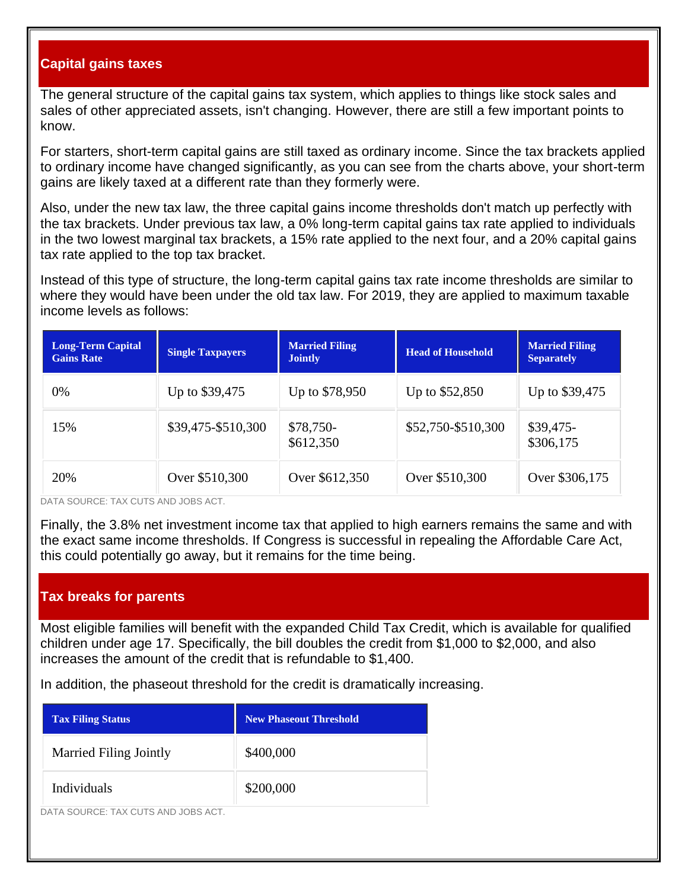## Capital gains taxes

The general structure of the capital gains tax system, which applies to things like stock sales and sales of other appreciated assets, isn't changing. However, there are still a few important points to know.

For starters, short-term capital gains are still taxed as ordinary income. Since the tax brackets applied to ordinary income have changed significantly, as you can see from the charts above, your short-term gains are likely taxed at a different rate than they formerly were.

Also, under the new tax law, the three capital gains income thresholds don't match up perfectly with the tax brackets. Under previous tax law, a 0% long-term capital gains tax rate applied to individuals in the two lowest marginal tax brackets, a 15% rate applied to the next four, and a 20% capital gains tax rate applied to the top tax bracket.

Instead of this type of structure, the long-term capital gains tax rate income thresholds are similar to where they would have been under the old tax law. For 2019, they are applied to maximum taxable income levels as follows:

| Long-Term Capital Gains Rate | Single Taxpayers | Married Filing Jointly | Head of Household | Married Filing Separately |
|---|---|---|---|---|
| 0% | Up to $39,475 | Up to $78,950 | Up to $52,850 | Up to $39,475 |
| 15% | $39,475-$510,300 | $78,750-$612,350 | $52,750-$510,300 | $39,475-$306,175 |
| 20% | Over $510,300 | Over $612,350 | Over $510,300 | Over $306,175 |

DATA SOURCE: TAX CUTS AND JOBS ACT.

Finally, the 3.8% net investment income tax that applied to high earners remains the same and with the exact same income thresholds. If Congress is successful in repealing the Affordable Care Act, this could potentially go away, but it remains for the time being.

## Tax breaks for parents

Most eligible families will benefit with the expanded Child Tax Credit, which is available for qualified children under age 17. Specifically, the bill doubles the credit from $1,000 to $2,000, and also increases the amount of the credit that is refundable to $1,400.

In addition, the phaseout threshold for the credit is dramatically increasing.

| Tax Filing Status | New Phaseout Threshold |
|---|---|
| Married Filing Jointly | $400,000 |
| Individuals | $200,000 |

DATA SOURCE: TAX CUTS AND JOBS ACT.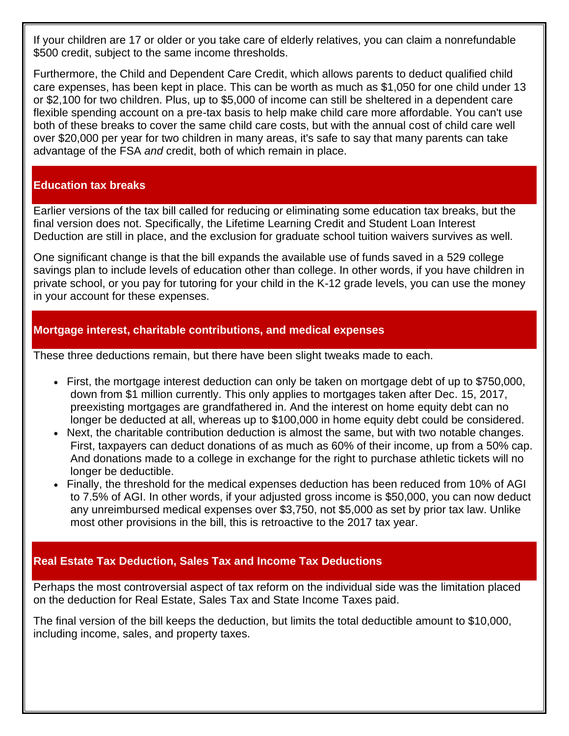If your children are 17 or older or you take care of elderly relatives, you can claim a nonrefundable $500 credit, subject to the same income thresholds.

Furthermore, the Child and Dependent Care Credit, which allows parents to deduct qualified child care expenses, has been kept in place. This can be worth as much as $1,050 for one child under 13 or $2,100 for two children. Plus, up to $5,000 of income can still be sheltered in a dependent care flexible spending account on a pre-tax basis to help make child care more affordable. You can't use both of these breaks to cover the same child care costs, but with the annual cost of child care well over $20,000 per year for two children in many areas, it's safe to say that many parents can take advantage of the FSA *and* credit, both of which remain in place.

## Education tax breaks

Earlier versions of the tax bill called for reducing or eliminating some education tax breaks, but the final version does not. Specifically, the Lifetime Learning Credit and Student Loan Interest Deduction are still in place, and the exclusion for graduate school tuition waivers survives as well.

One significant change is that the bill expands the available use of funds saved in a 529 college savings plan to include levels of education other than college. In other words, if you have children in private school, or you pay for tutoring for your child in the K-12 grade levels, you can use the money in your account for these expenses.

## Mortgage interest, charitable contributions, and medical expenses

These three deductions remain, but there have been slight tweaks made to each.

- First, the mortgage interest deduction can only be taken on mortgage debt of up to $750,000, down from $1 million currently. This only applies to mortgages taken after Dec. 15, 2017, preexisting mortgages are grandfathered in. And the interest on home equity debt can no longer be deducted at all, whereas up to $100,000 in home equity debt could be considered.
- Next, the charitable contribution deduction is almost the same, but with two notable changes. First, taxpayers can deduct donations of as much as 60% of their income, up from a 50% cap. And donations made to a college in exchange for the right to purchase athletic tickets will no longer be deductible.
- Finally, the threshold for the medical expenses deduction has been reduced from 10% of AGI to 7.5% of AGI. In other words, if your adjusted gross income is $50,000, you can now deduct any unreimbursed medical expenses over $3,750, not $5,000 as set by prior tax law. Unlike most other provisions in the bill, this is retroactive to the 2017 tax year.

## Real Estate Tax Deduction, Sales Tax and Income Tax Deductions

Perhaps the most controversial aspect of tax reform on the individual side was the limitation placed on the deduction for Real Estate, Sales Tax and State Income Taxes paid.

The final version of the bill keeps the deduction, but limits the total deductible amount to $10,000, including income, sales, and property taxes.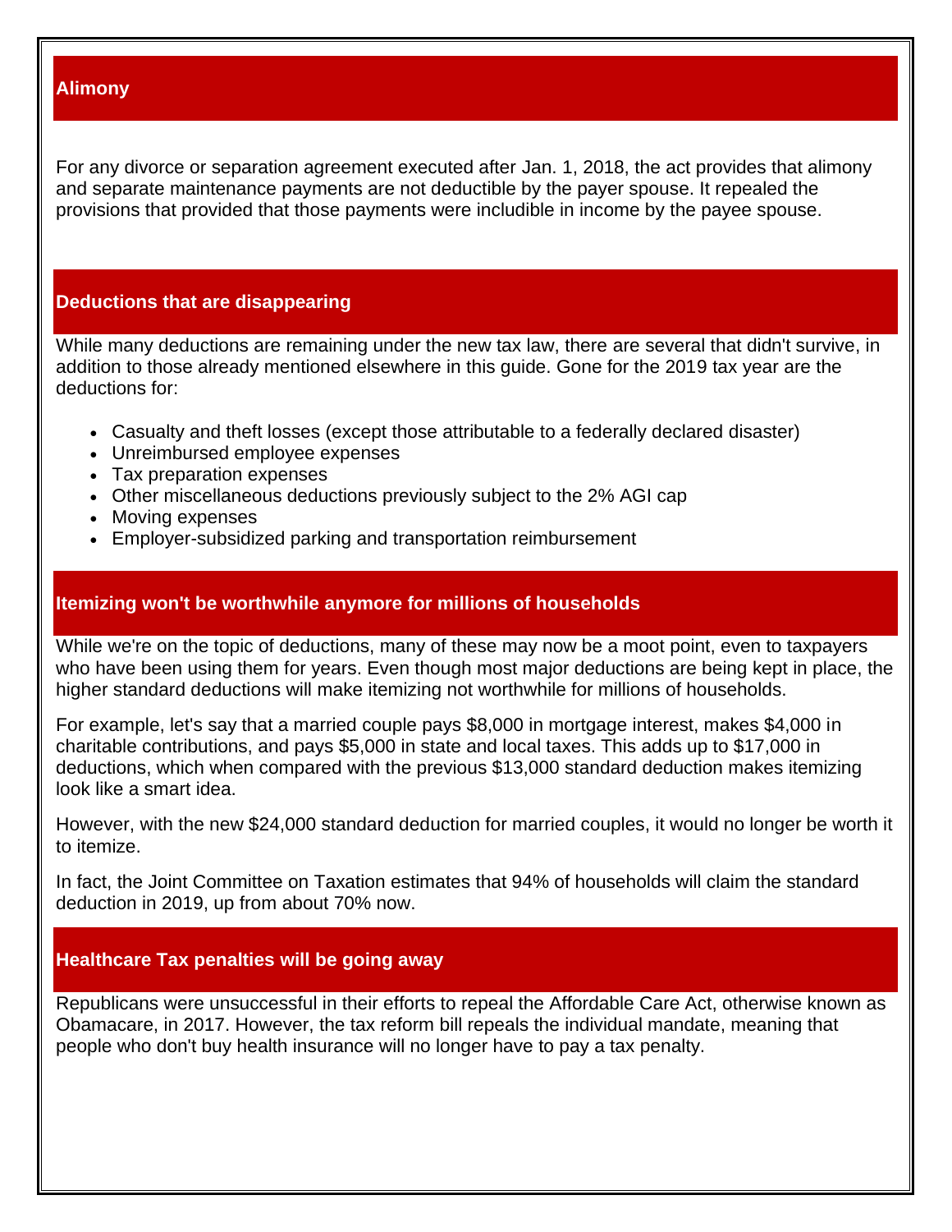## Alimony

For any divorce or separation agreement executed after Jan. 1, 2018, the act provides that alimony and separate maintenance payments are not deductible by the payer spouse. It repealed the provisions that provided that those payments were includible in income by the payee spouse.

## Deductions that are disappearing

While many deductions are remaining under the new tax law, there are several that didn't survive, in addition to those already mentioned elsewhere in this guide. Gone for the 2019 tax year are the deductions for:

- Casualty and theft losses (except those attributable to a federally declared disaster)
- Unreimbursed employee expenses
- Tax preparation expenses
- Other miscellaneous deductions previously subject to the 2% AGI cap
- Moving expenses
- Employer-subsidized parking and transportation reimbursement

## Itemizing won't be worthwhile anymore for millions of households

While we're on the topic of deductions, many of these may now be a moot point, even to taxpayers who have been using them for years. Even though most major deductions are being kept in place, the higher standard deductions will make itemizing not worthwhile for millions of households.

For example, let's say that a married couple pays $8,000 in mortgage interest, makes $4,000 in charitable contributions, and pays $5,000 in state and local taxes. This adds up to $17,000 in deductions, which when compared with the previous $13,000 standard deduction makes itemizing look like a smart idea.

However, with the new $24,000 standard deduction for married couples, it would no longer be worth it to itemize.

In fact, the Joint Committee on Taxation estimates that 94% of households will claim the standard deduction in 2019, up from about 70% now.

## Healthcare Tax penalties will be going away

Republicans were unsuccessful in their efforts to repeal the Affordable Care Act, otherwise known as Obamacare, in 2017. However, the tax reform bill repeals the individual mandate, meaning that people who don't buy health insurance will no longer have to pay a tax penalty.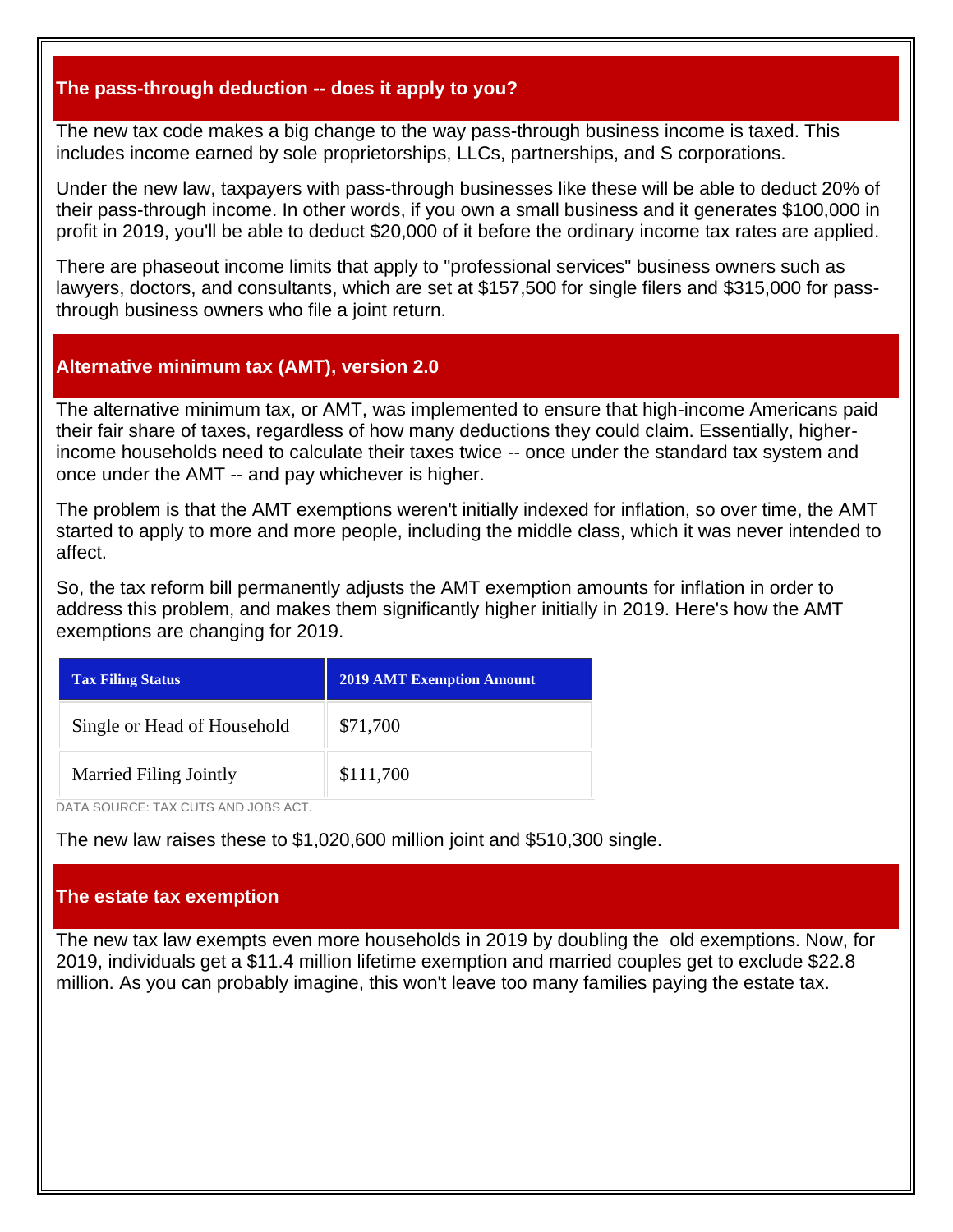## The pass-through deduction -- does it apply to you?

The new tax code makes a big change to the way pass-through business income is taxed. This includes income earned by sole proprietorships, LLCs, partnerships, and S corporations.

Under the new law, taxpayers with pass-through businesses like these will be able to deduct 20% of their pass-through income. In other words, if you own a small business and it generates $100,000 in profit in 2019, you'll be able to deduct $20,000 of it before the ordinary income tax rates are applied.

There are phaseout income limits that apply to "professional services" business owners such as lawyers, doctors, and consultants, which are set at $157,500 for single filers and $315,000 for pass-through business owners who file a joint return.

## Alternative minimum tax (AMT), version 2.0

The alternative minimum tax, or AMT, was implemented to ensure that high-income Americans paid their fair share of taxes, regardless of how many deductions they could claim. Essentially, higher-income households need to calculate their taxes twice -- once under the standard tax system and once under the AMT -- and pay whichever is higher.

The problem is that the AMT exemptions weren't initially indexed for inflation, so over time, the AMT started to apply to more and more people, including the middle class, which it was never intended to affect.

So, the tax reform bill permanently adjusts the AMT exemption amounts for inflation in order to address this problem, and makes them significantly higher initially in 2019. Here's how the AMT exemptions are changing for 2019.

| Tax Filing Status | 2019 AMT Exemption Amount |
|---|---|
| Single or Head of Household | $71,700 |
| Married Filing Jointly | $111,700 |

DATA SOURCE: TAX CUTS AND JOBS ACT.

The new law raises these to $1,020,600 million joint and $510,300 single.

## The estate tax exemption

The new tax law exempts even more households in 2019 by doubling the old exemptions. Now, for 2019, individuals get a $11.4 million lifetime exemption and married couples get to exclude $22.8 million. As you can probably imagine, this won't leave too many families paying the estate tax.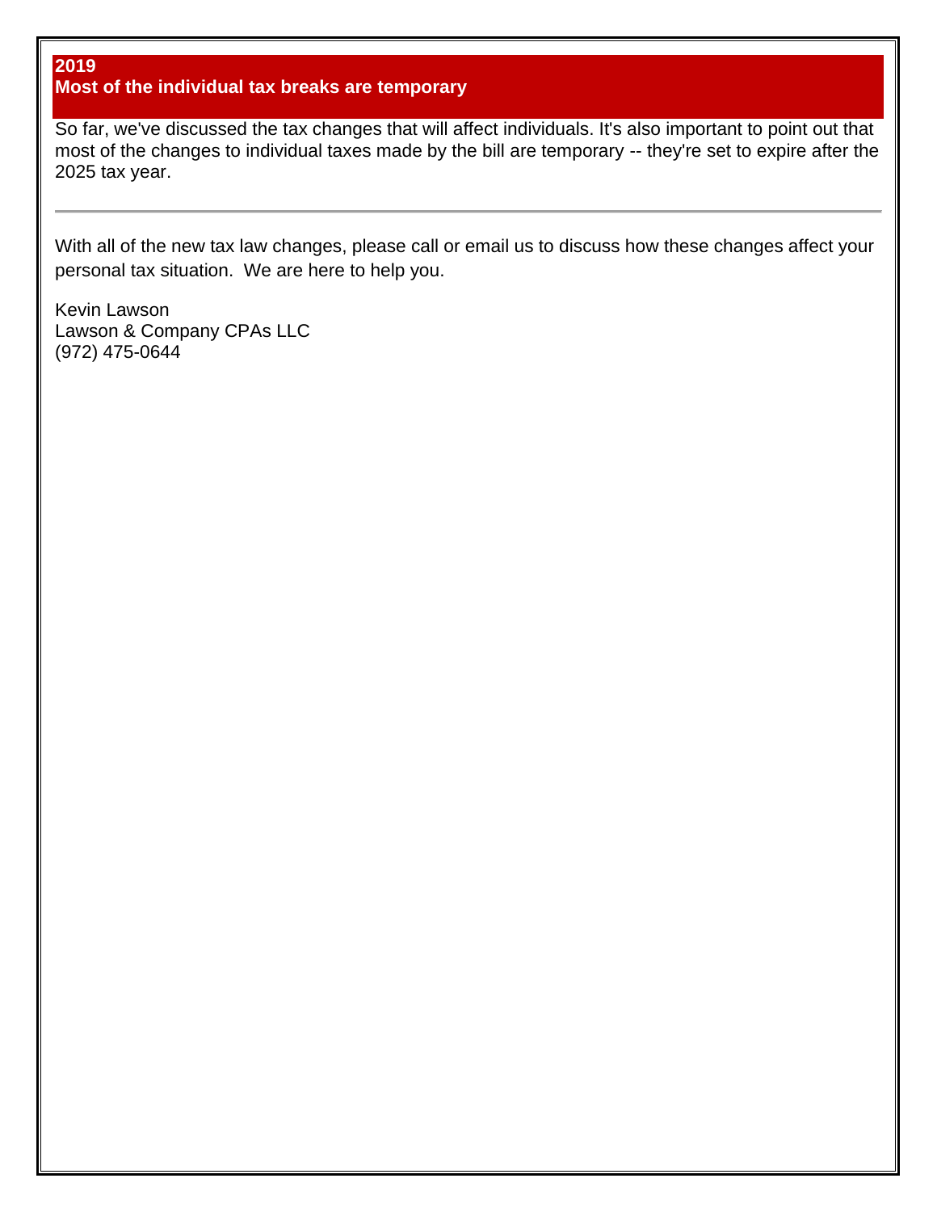## 2019
## Most of the individual tax breaks are temporary

So far, we've discussed the tax changes that will affect individuals. It's also important to point out that most of the changes to individual taxes made by the bill are temporary -- they're set to expire after the 2025 tax year.

---

With all of the new tax law changes, please call or email us to discuss how these changes affect your personal tax situation.  We are here to help you.

Kevin Lawson
Lawson & Company CPAs LLC
(972) 475-0644